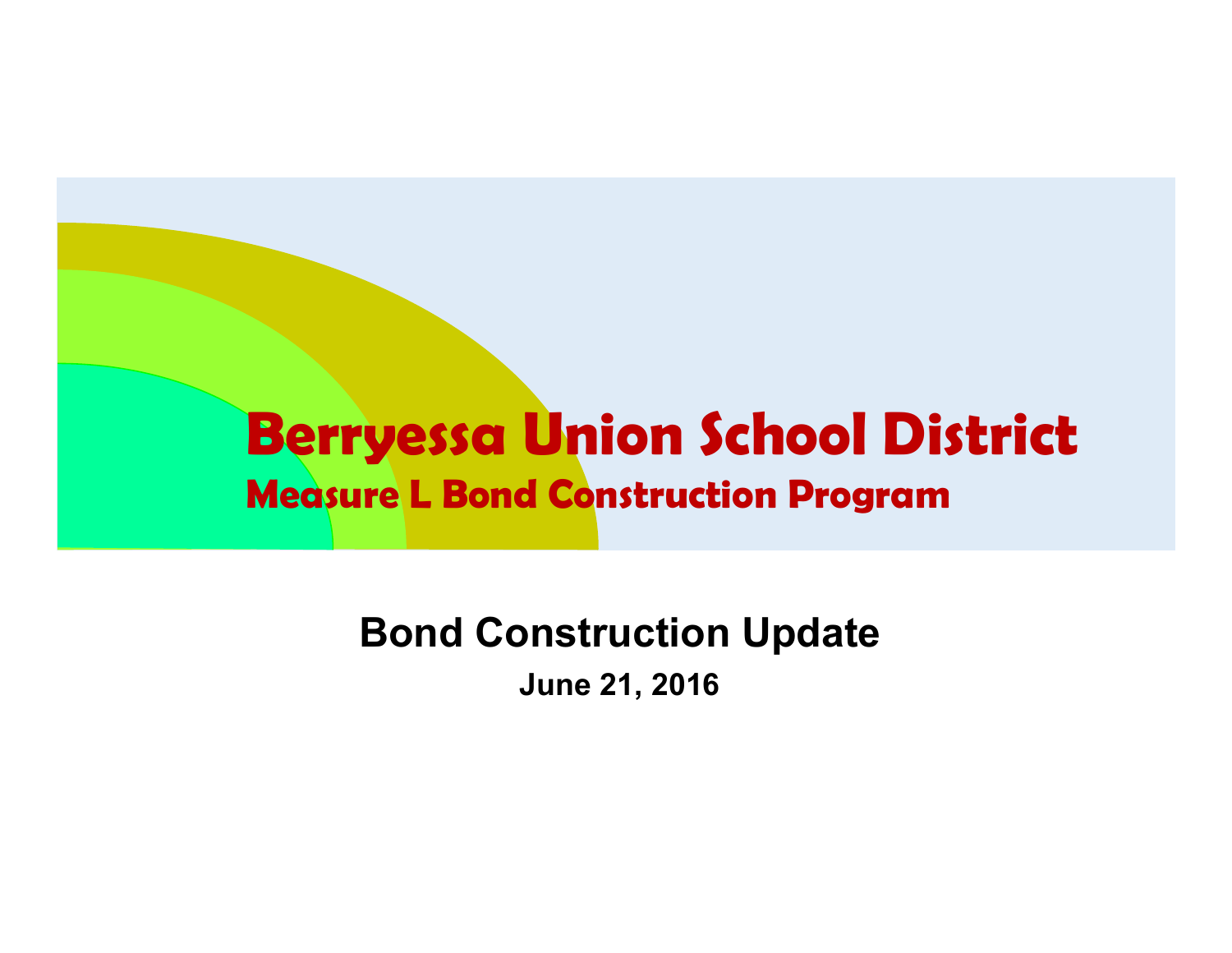# Berryessa Union School District

## Measure L Bond Construction Program

**Bond Construction Update**

**June 21, 2016**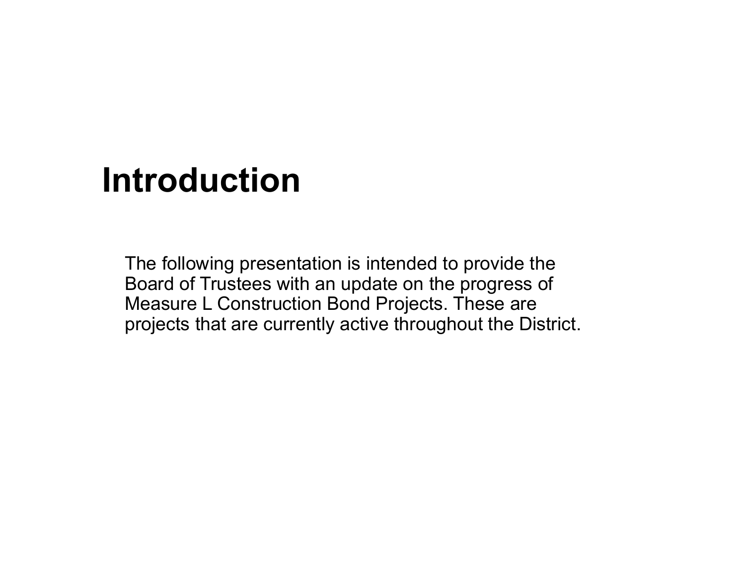# Introduction

The following presentation is intended to provide the Board of Trustees with an update on the progress of Measure L Construction Bond Projects. These are projects that are currently active throughout the District.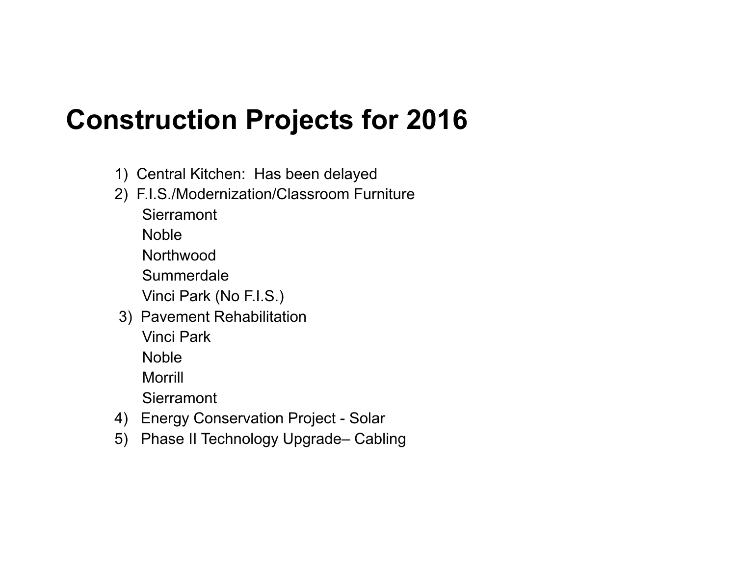# Construction Projects for 2016

1) Central Kitchen: Has been delayed
2) F.I.S./Modernization/Classroom Furniture
   - Sierramont
   - Noble
   - Northwood
   - Summerdale
   - Vinci Park (No F.I.S.)
3) Pavement Rehabilitation
   - Vinci Park
   - Noble
   - Morrill
   - Sierramont
4) Energy Conservation Project - Solar
5) Phase II Technology Upgrade– Cabling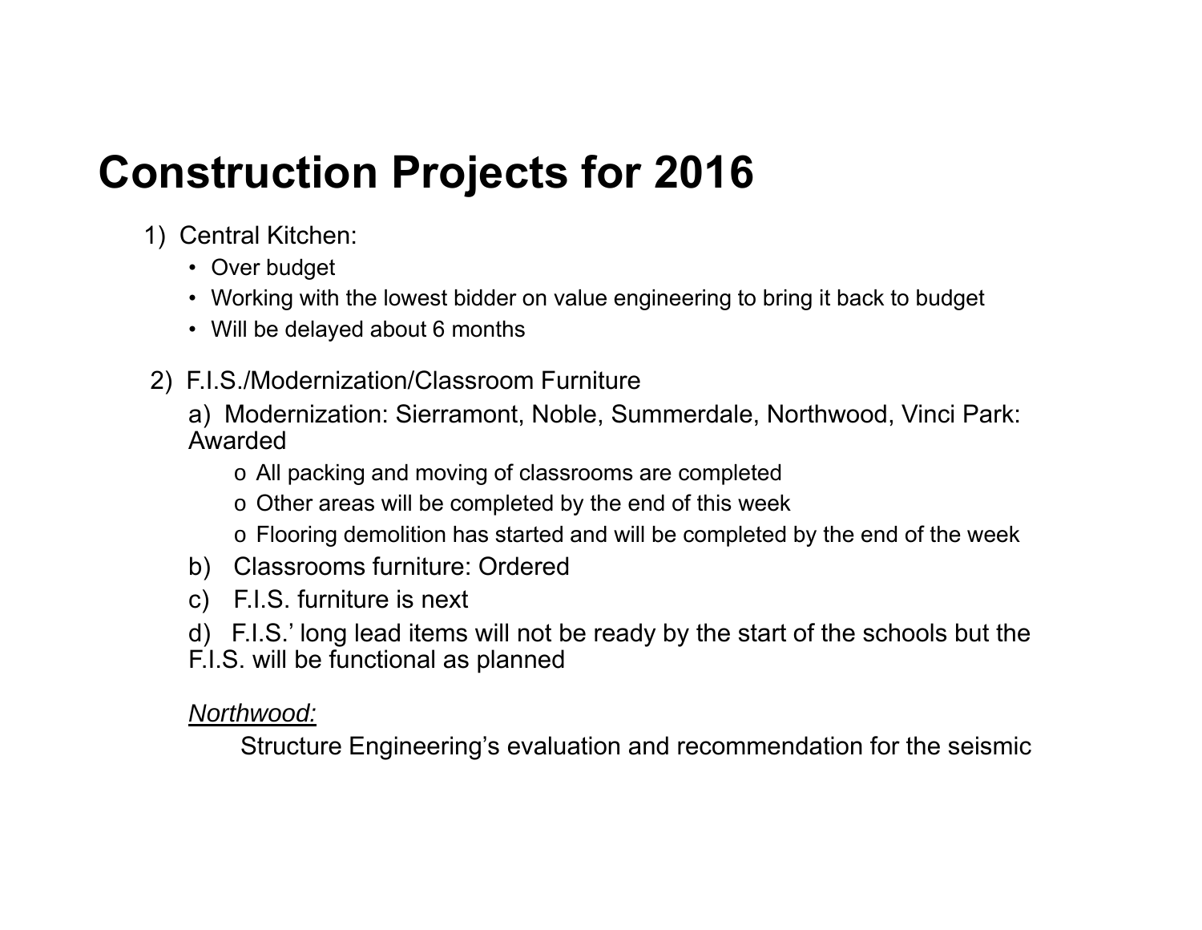# Construction Projects for 2016

1) Central Kitchen:

- Over budget
- Working with the lowest bidder on value engineering to bring it back to budget
- Will be delayed about 6 months

2) F.I.S./Modernization/Classroom Furniture

a) Modernization: Sierramont, Noble, Summerdale, Northwood, Vinci Park: Awarded

- o All packing and moving of classrooms are completed
- o Other areas will be completed by the end of this week
- o Flooring demolition has started and will be completed by the end of the week

b) Classrooms furniture: Ordered

c) F.I.S. furniture is next

d) F.I.S.' long lead items will not be ready by the start of the schools but the F.I.S. will be functional as planned

*Northwood:*

Structure Engineering's evaluation and recommendation for the seismic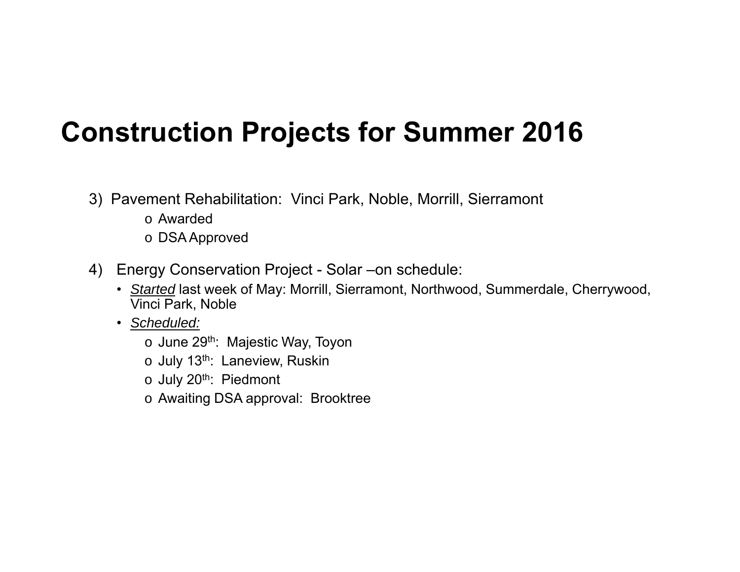# Construction Projects for Summer 2016

3) Pavement Rehabilitation: Vinci Park, Noble, Morrill, Sierramont
   - o Awarded
   - o DSA Approved

4) Energy Conservation Project - Solar –on schedule:
   - *<u>Started</u>* last week of May: Morrill, Sierramont, Northwood, Summerdale, Cherrywood, Vinci Park, Noble
   - *<u>Scheduled:</u>*
     - o June 29th: Majestic Way, Toyon
     - o July 13th: Laneview, Ruskin
     - o July 20th: Piedmont
     - o Awaiting DSA approval: Brooktree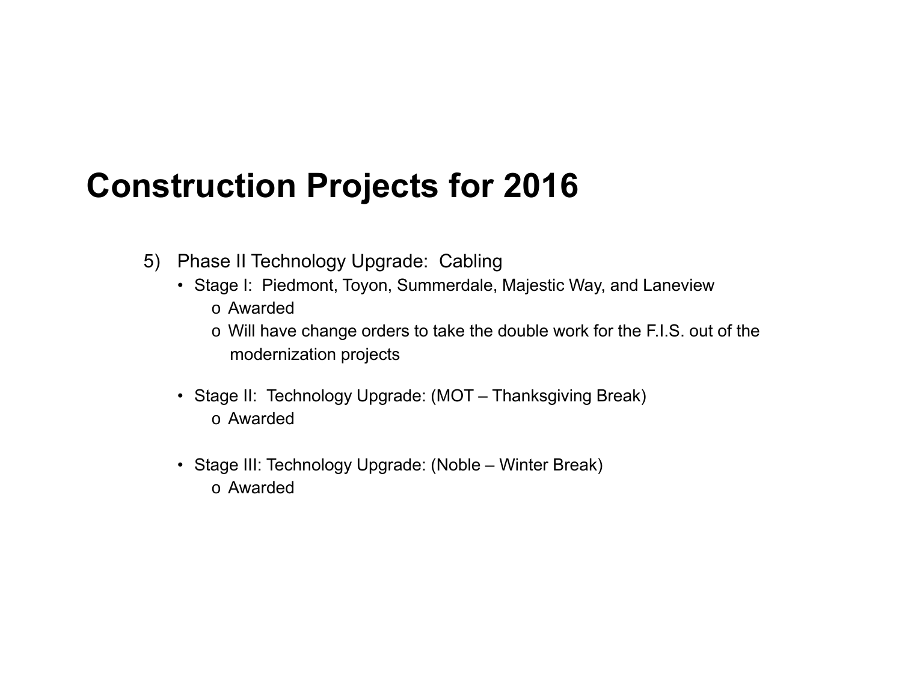# Construction Projects for 2016

5) Phase II Technology Upgrade: Cabling
   - Stage I: Piedmont, Toyon, Summerdale, Majestic Way, and Laneview
     - Awarded
     - Will have change orders to take the double work for the F.I.S. out of the modernization projects
   - Stage II: Technology Upgrade: (MOT – Thanksgiving Break)
     - Awarded
   - Stage III: Technology Upgrade: (Noble – Winter Break)
     - Awarded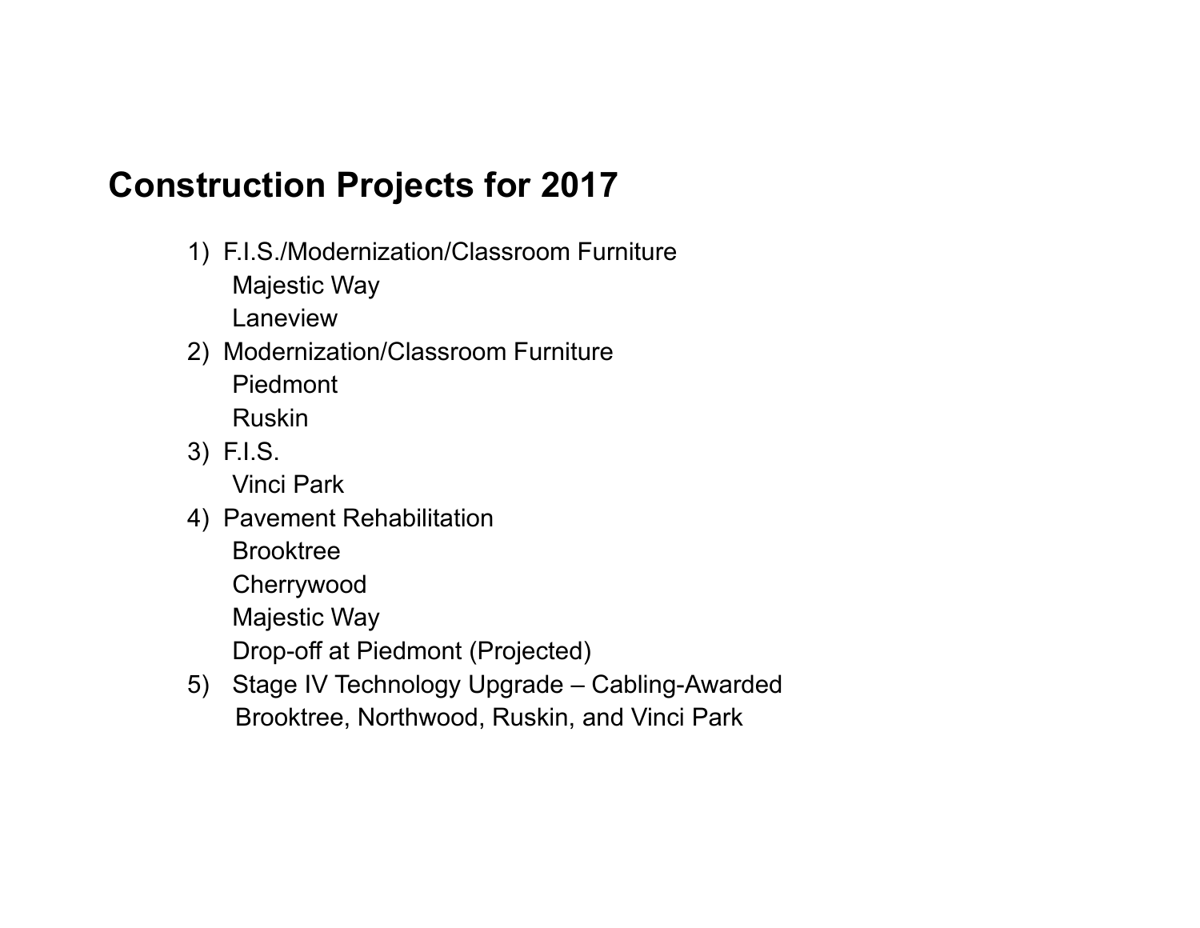# Construction Projects for 2017

1) F.I.S./Modernization/Classroom Furniture
   - Majestic Way
   - Laneview
2) Modernization/Classroom Furniture
   - Piedmont
   - Ruskin
3) F.I.S.
   - Vinci Park
4) Pavement Rehabilitation
   - Brooktree
   - Cherrywood
   - Majestic Way
   - Drop-off at Piedmont (Projected)
5) Stage IV Technology Upgrade – Cabling-Awarded
   - Brooktree, Northwood, Ruskin, and Vinci Park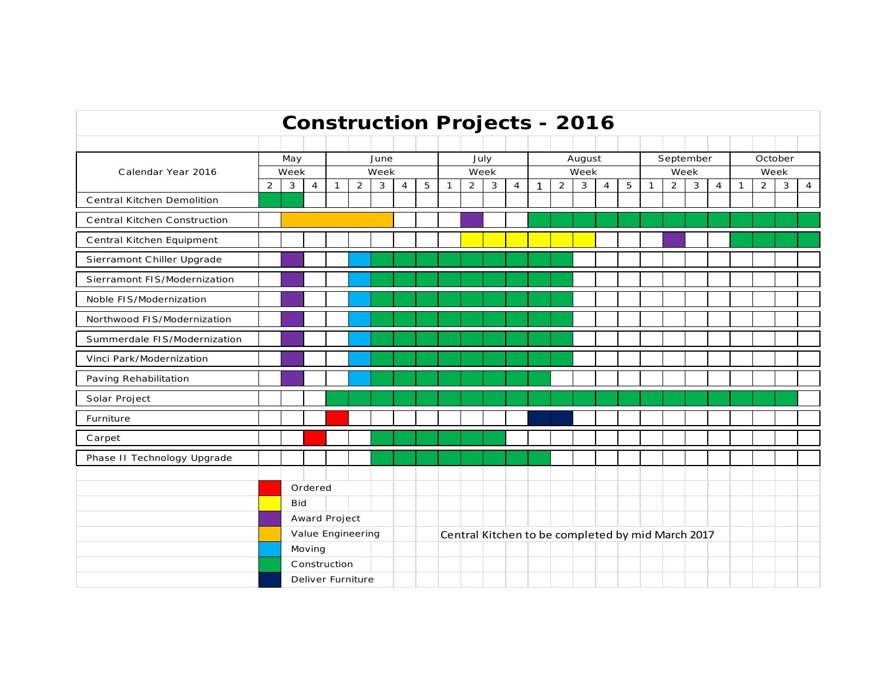# Construction Projects - 2016

| Calendar Year 2016 | May | | | June | | | | | July | | | | August | | | | | September | | | | October | | | |
|---|---|---|---|---|---|---|---|---|---|---|---|---|---|---|---|---|---|---|---|---|---|---|---|---|---|
| | Week | | | Week | | | | | Week | | | | Week | | | | | Week | | | | Week | | | |
| | 2 | 3 | 4 | 1 | 2 | 3 | 4 | 5 | 1 | 2 | 3 | 4 | 1 | 2 | 3 | 4 | 5 | 1 | 2 | 3 | 4 | 1 | 2 | 3 | 4 |
| Central Kitchen Demolition | Construction | Construction | | | | | | | | | | | | | | | | | | | | | | | |
| Central Kitchen Construction | | Value Engineering | Value Engineering | Value Engineering | Value Engineering | Value Engineering | | | | Award Project | | | Construction | Construction | Construction | Construction | Construction | Construction | Construction | Construction | Construction | Construction | Construction | Construction | Construction |
| Central Kitchen Equipment | | | | | | | | | | Bid | Bid | Bid | Bid | Bid | Bid | | | | Award Project | | | Construction | Construction | Construction | Construction |
| Sierramont Chiller Upgrade | | Award Project | | | Moving | Construction | Construction | Construction | Construction | Construction | Construction | Construction | Construction | Construction | | | | | | | | | | | |
| Sierramont FIS/Modernization | | Award Project | | | Moving | Construction | Construction | Construction | Construction | Construction | Construction | Construction | Construction | Construction | | | | | | | | | | | |
| Noble FIS/Modernization | | Award Project | | | Moving | Construction | Construction | Construction | Construction | Construction | Construction | Construction | Construction | Construction | | | | | | | | | | | |
| Northwood FIS/Modernization | | Award Project | | | Moving | Construction | Construction | Construction | Construction | Construction | Construction | Construction | Construction | Construction | | | | | | | | | | | |
| Summerdale FIS/Modernization | | Award Project | | | Moving | Construction | Construction | Construction | Construction | Construction | Construction | Construction | Construction | Construction | | | | | | | | | | | |
| Vinci Park/Modernization | | Award Project | | | Moving | Construction | Construction | Construction | Construction | Construction | Construction | Construction | Construction | Construction | | | | | | | | | | | |
| Paving Rehabilitation | | Award Project | | | Moving | Construction | Construction | Construction | Construction | Construction | Construction | Construction | Construction | | | | | | | | | | | | |
| Solar Project | | | | Construction | Construction | Construction | Construction | Construction | Construction | Construction | Construction | Construction | Construction | Construction | Construction | Construction | Construction | Construction | Construction | Construction | Construction | Construction | Construction | Construction | |
| Furniture | | | | Ordered | | | | | | | | | Deliver Furniture | Deliver Furniture | | | | | | | | | | | |
| Carpet | | | Ordered | | | Construction | Construction | Construction | Construction | Construction | Construction | | | | | | | | | | | | | | |
| Phase II Technology Upgrade | | | | | | Construction | Construction | Construction | Construction | Construction | Construction | Construction | Construction | | | | | | | | | | | | |

Legend:
- Ordered (red)
- Bid (yellow)
- Award Project (purple)
- Value Engineering (orange)
- Moving (light blue)
- Construction (green)
- Deliver Furniture (dark blue)

Central Kitchen to be completed by mid March 2017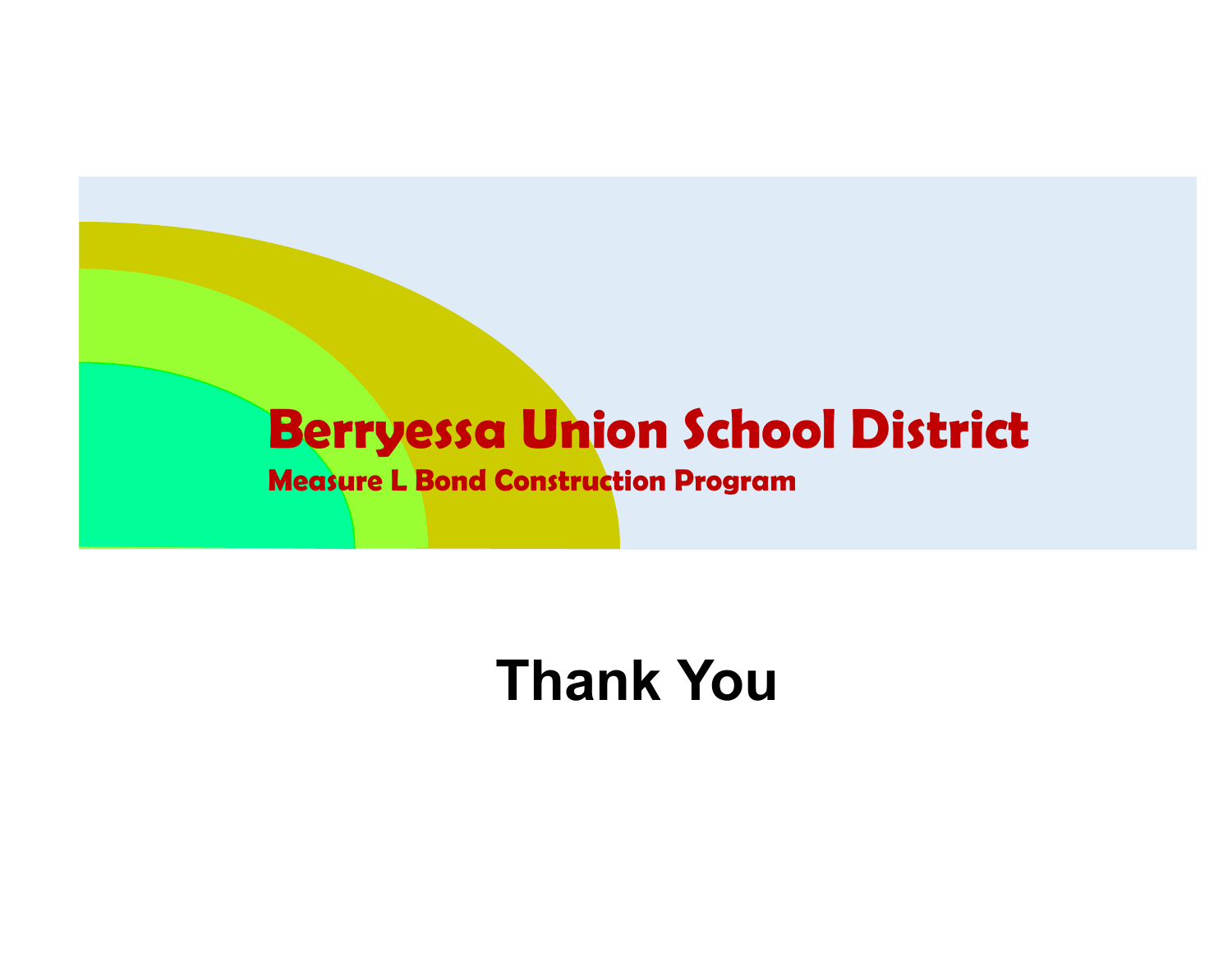# Berryessa Union School District

## Measure L Bond Construction Program

# Thank You